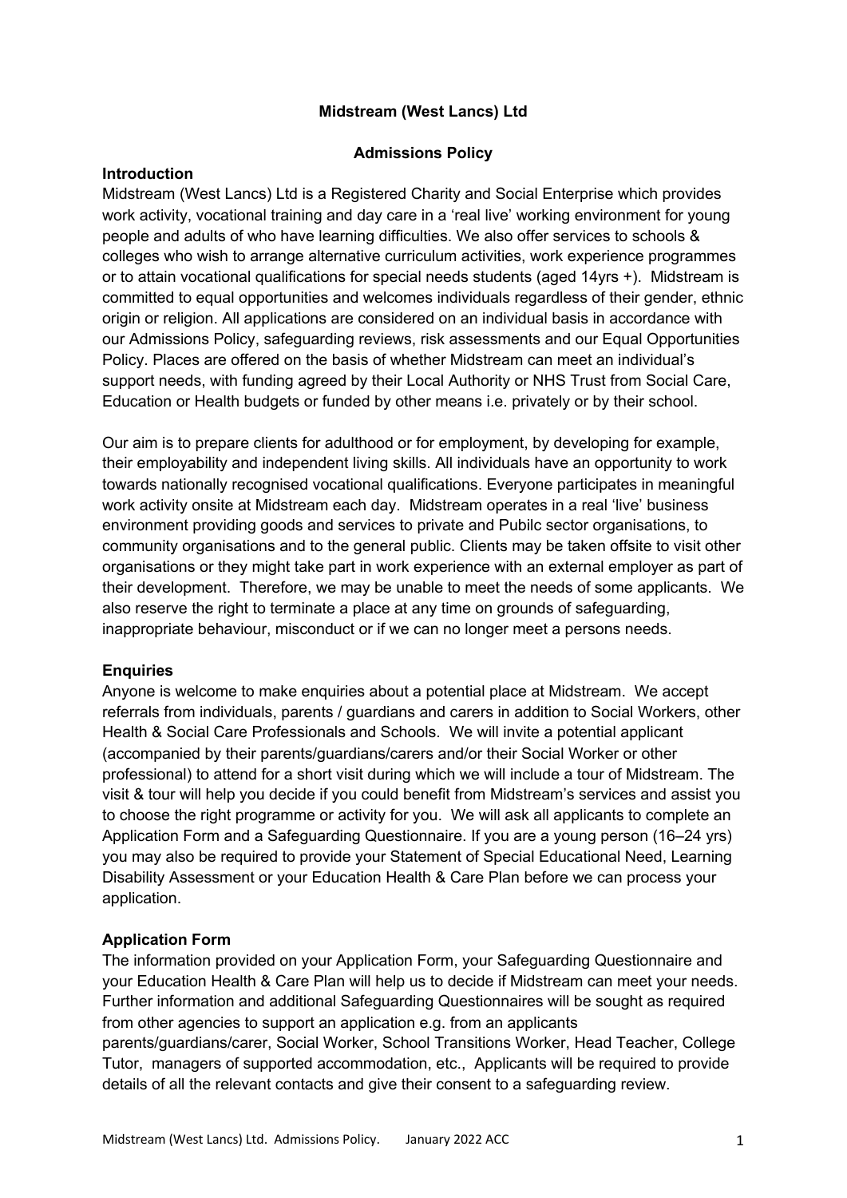**Midstream (West Lancs) Ltd**

**Admissions Policy**

**Introduction**

Midstream (West Lancs) Ltd is a Registered Charity and Social Enterprise which provides work activity, vocational training and day care in a 'real live' working environment for young people and adults of who have learning difficulties. We also offer services to schools & colleges who wish to arrange alternative curriculum activities, work experience programmes or to attain vocational qualifications for special needs students (aged 14yrs +). Midstream is committed to equal opportunities and welcomes individuals regardless of their gender, ethnic origin or religion. All applications are considered on an individual basis in accordance with our Admissions Policy, safeguarding reviews, risk assessments and our Equal Opportunities Policy. Places are offered on the basis of whether Midstream can meet an individual's support needs, with funding agreed by their Local Authority or NHS Trust from Social Care, Education or Health budgets or funded by other means i.e. privately or by their school.

Our aim is to prepare clients for adulthood or for employment, by developing for example, their employability and independent living skills. All individuals have an opportunity to work towards nationally recognised vocational qualifications. Everyone participates in meaningful work activity onsite at Midstream each day. Midstream operates in a real 'live' business environment providing goods and services to private and Pubilc sector organisations, to community organisations and to the general public. Clients may be taken offsite to visit other organisations or they might take part in work experience with an external employer as part of their development. Therefore, we may be unable to meet the needs of some applicants. We also reserve the right to terminate a place at any time on grounds of safeguarding, inappropriate behaviour, misconduct or if we can no longer meet a persons needs.

**Enquiries**

Anyone is welcome to make enquiries about a potential place at Midstream. We accept referrals from individuals, parents / guardians and carers in addition to Social Workers, other Health & Social Care Professionals and Schools. We will invite a potential applicant (accompanied by their parents/guardians/carers and/or their Social Worker or other professional) to attend for a short visit during which we will include a tour of Midstream. The visit & tour will help you decide if you could benefit from Midstream's services and assist you to choose the right programme or activity for you. We will ask all applicants to complete an Application Form and a Safeguarding Questionnaire. If you are a young person (16–24 yrs) you may also be required to provide your Statement of Special Educational Need, Learning Disability Assessment or your Education Health & Care Plan before we can process your application.

**Application Form**

The information provided on your Application Form, your Safeguarding Questionnaire and your Education Health & Care Plan will help us to decide if Midstream can meet your needs. Further information and additional Safeguarding Questionnaires will be sought as required from other agencies to support an application e.g. from an applicants parents/guardians/carer, Social Worker, School Transitions Worker, Head Teacher, College Tutor, managers of supported accommodation, etc., Applicants will be required to provide details of all the relevant contacts and give their consent to a safeguarding review.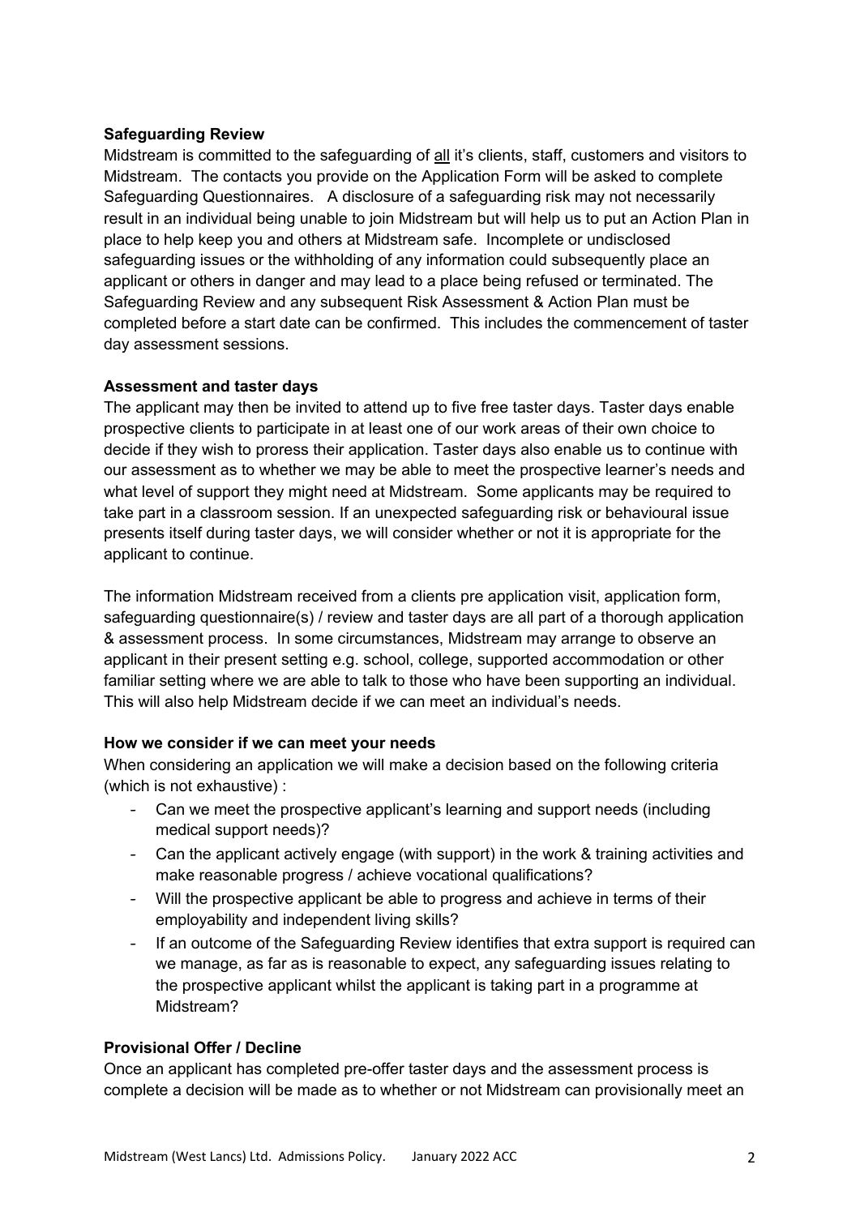**Safeguarding Review**

Midstream is committed to the safeguarding of <u>all</u> it's clients, staff, customers and visitors to Midstream. The contacts you provide on the Application Form will be asked to complete Safeguarding Questionnaires. A disclosure of a safeguarding risk may not necessarily result in an individual being unable to join Midstream but will help us to put an Action Plan in place to help keep you and others at Midstream safe. Incomplete or undisclosed safeguarding issues or the withholding of any information could subsequently place an applicant or others in danger and may lead to a place being refused or terminated. The Safeguarding Review and any subsequent Risk Assessment & Action Plan must be completed before a start date can be confirmed. This includes the commencement of taster day assessment sessions.

**Assessment and taster days**

The applicant may then be invited to attend up to five free taster days. Taster days enable prospective clients to participate in at least one of our work areas of their own choice to decide if they wish to proress their application. Taster days also enable us to continue with our assessment as to whether we may be able to meet the prospective learner's needs and what level of support they might need at Midstream. Some applicants may be required to take part in a classroom session. If an unexpected safeguarding risk or behavioural issue presents itself during taster days, we will consider whether or not it is appropriate for the applicant to continue.

The information Midstream received from a clients pre application visit, application form, safeguarding questionnaire(s) / review and taster days are all part of a thorough application & assessment process. In some circumstances, Midstream may arrange to observe an applicant in their present setting e.g. school, college, supported accommodation or other familiar setting where we are able to talk to those who have been supporting an individual. This will also help Midstream decide if we can meet an individual's needs.

**How we consider if we can meet your needs**

When considering an application we will make a decision based on the following criteria (which is not exhaustive) :

- Can we meet the prospective applicant's learning and support needs (including medical support needs)?
- Can the applicant actively engage (with support) in the work & training activities and make reasonable progress / achieve vocational qualifications?
- Will the prospective applicant be able to progress and achieve in terms of their employability and independent living skills?
- If an outcome of the Safeguarding Review identifies that extra support is required can we manage, as far as is reasonable to expect, any safeguarding issues relating to the prospective applicant whilst the applicant is taking part in a programme at Midstream?

**Provisional Offer / Decline**

Once an applicant has completed pre-offer taster days and the assessment process is complete a decision will be made as to whether or not Midstream can provisionally meet an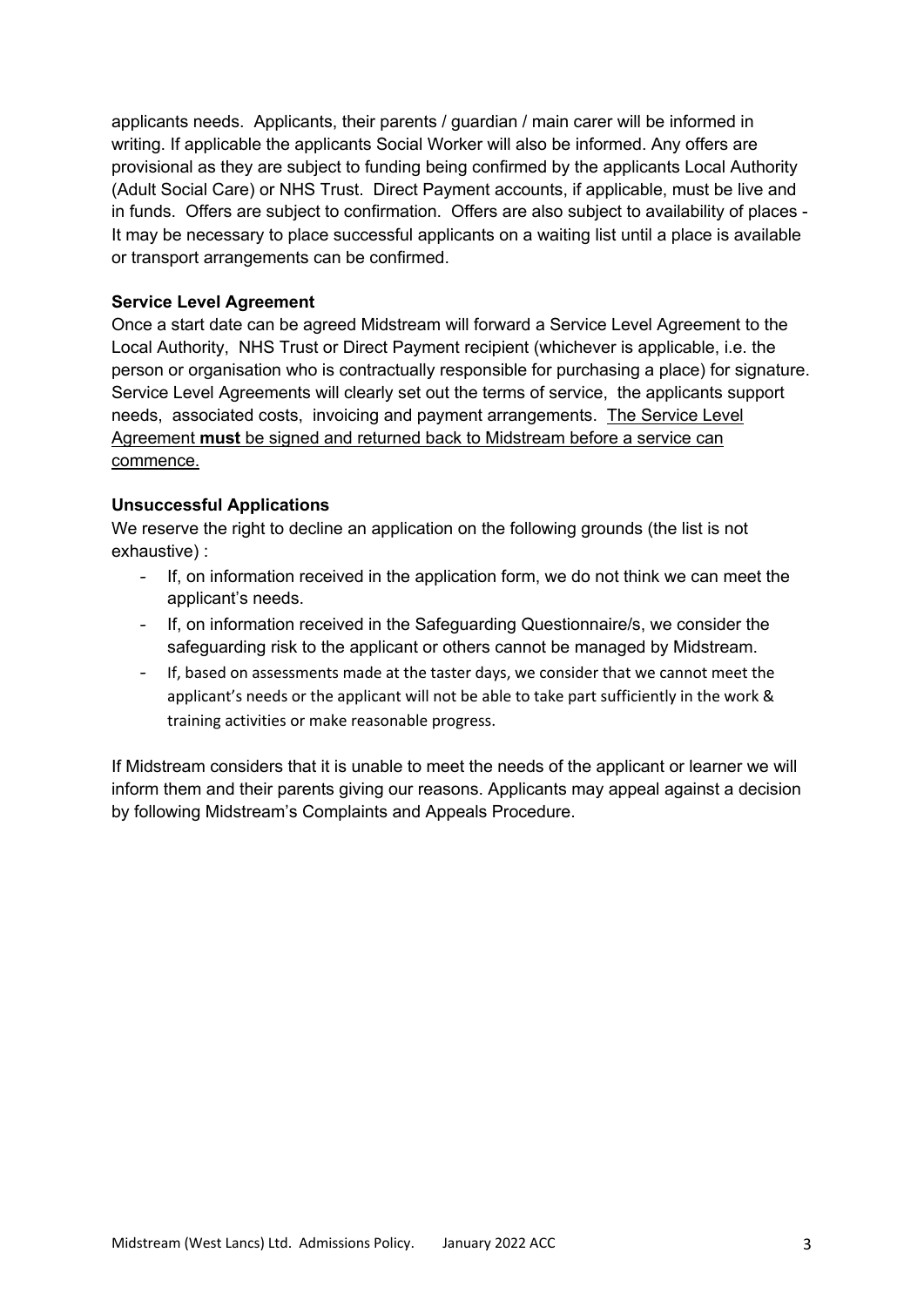applicants needs. Applicants, their parents / guardian / main carer will be informed in writing. If applicable the applicants Social Worker will also be informed. Any offers are provisional as they are subject to funding being confirmed by the applicants Local Authority (Adult Social Care) or NHS Trust. Direct Payment accounts, if applicable, must be live and in funds. Offers are subject to confirmation. Offers are also subject to availability of places - It may be necessary to place successful applicants on a waiting list until a place is available or transport arrangements can be confirmed.

**Service Level Agreement**

Once a start date can be agreed Midstream will forward a Service Level Agreement to the Local Authority, NHS Trust or Direct Payment recipient (whichever is applicable, i.e. the person or organisation who is contractually responsible for purchasing a place) for signature. Service Level Agreements will clearly set out the terms of service, the applicants support needs, associated costs, invoicing and payment arrangements. The Service Level Agreement **must** be signed and returned back to Midstream before a service can commence.

**Unsuccessful Applications**

We reserve the right to decline an application on the following grounds (the list is not exhaustive) :

- If, on information received in the application form, we do not think we can meet the applicant's needs.
- If, on information received in the Safeguarding Questionnaire/s, we consider the safeguarding risk to the applicant or others cannot be managed by Midstream.
- If, based on assessments made at the taster days, we consider that we cannot meet the applicant's needs or the applicant will not be able to take part sufficiently in the work & training activities or make reasonable progress.

If Midstream considers that it is unable to meet the needs of the applicant or learner we will inform them and their parents giving our reasons. Applicants may appeal against a decision by following Midstream's Complaints and Appeals Procedure.